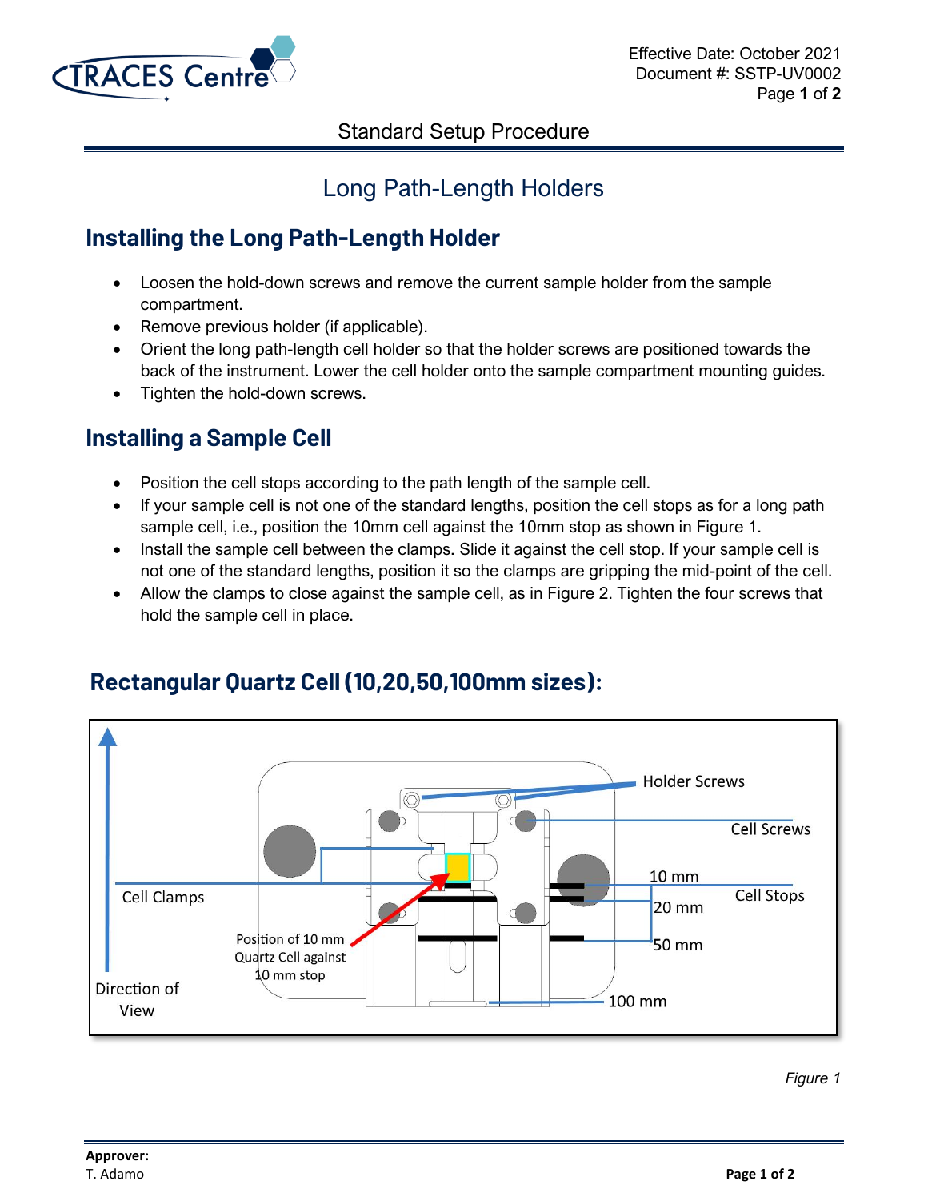# Long Path-Length Holders

## Installing the Long Path-Length Holder

- Loosen the hold-down screws and remove the current sample holder from the sample compartment.
- Remove previous holder (if applicable).
- Orient the long path-length cell holder so that the holder screws are positioned towards the back of the instrument. Lower the cell holder onto the sample compartment mounting guides.
- Tighten the hold-down screws.

## Installing a Sample Cell

- Position the cell stops according to the path length of the sample cell.
- If your sample cell is not one of the standard lengths, position the cell stops as for a long path sample cell, i.e., position the 10mm cell against the 10mm stop as shown in Figure 1.
- Install the sample cell between the clamps. Slide it against the cell stop. If your sample cell is not one of the standard lengths, position it so the clamps are gripping the mid-point of the cell.
- Allow the clamps to close against the sample cell, as in Figure 2. Tighten the four screws that hold the sample cell in place.

## Rectangular Quartz Cell (10,20,50,100mm sizes):

*Figure 1*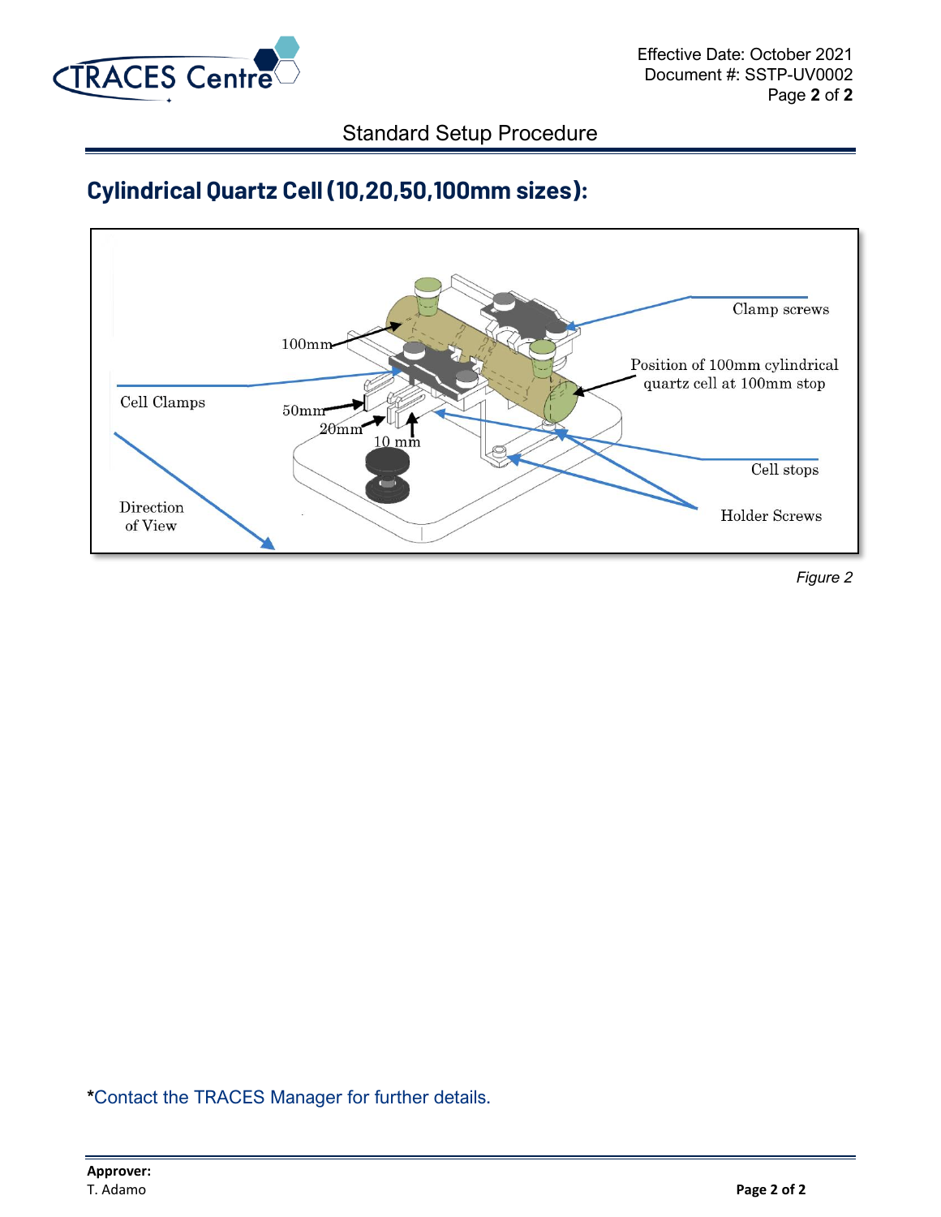## Cylindrical Quartz Cell (10,20,50,100mm sizes):

Clamp screws

100mm

Position of 100mm cylindrical quartz cell at 100mm stop

Cell Clamps

50mm

20mm

10 mm

Cell stops

Direction of View

Holder Screws

*Figure 2*

*Contact the TRACES Manager for further details.

**Approver:**
T. Adamo